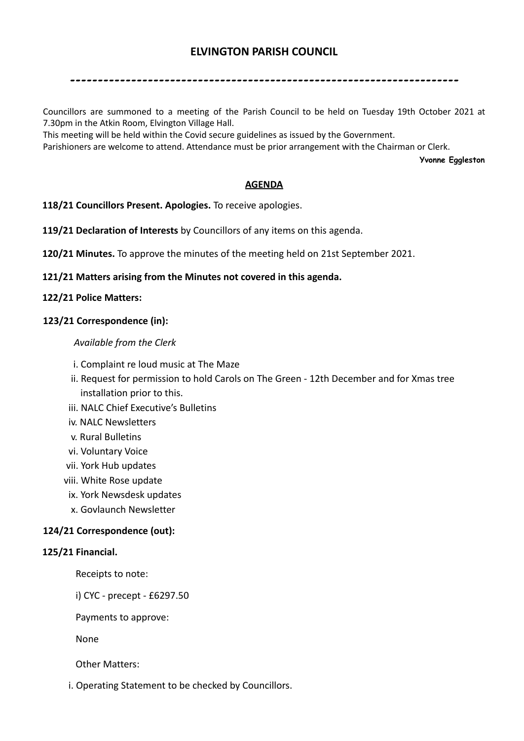# ELVINGTON PARISH COUNCIL

---

Councillors are summoned to a meeting of the Parish Council to be held on Tuesday 19th October 2021 at 7.30pm in the Atkin Room, Elvington Village Hall.

This meeting will be held within the Covid secure guidelines as issued by the Government.

Parishioners are welcome to attend. Attendance must be prior arrangement with the Chairman or Clerk.

**Yvonne Eggleston**

## AGENDA

**118/21 Councillors Present. Apologies.** To receive apologies.

**119/21 Declaration of Interests** by Councillors of any items on this agenda.

**120/21 Minutes.** To approve the minutes of the meeting held on 21st September 2021.

**121/21 Matters arising from the Minutes not covered in this agenda.**

**122/21 Police Matters:**

**123/21 Correspondence (in):**

*Available from the Clerk*

i. Complaint re loud music at The Maze
ii. Request for permission to hold Carols on The Green - 12th December and for Xmas tree installation prior to this.
iii. NALC Chief Executive's Bulletins
iv. NALC Newsletters
v. Rural Bulletins
vi. Voluntary Voice
vii. York Hub updates
viii. White Rose update
ix. York Newsdesk updates
x. Govlaunch Newsletter

**124/21 Correspondence (out):**

**125/21 Financial.**

Receipts to note:

i) CYC - precept - £6297.50

Payments to approve:

None

Other Matters:

i. Operating Statement to be checked by Councillors.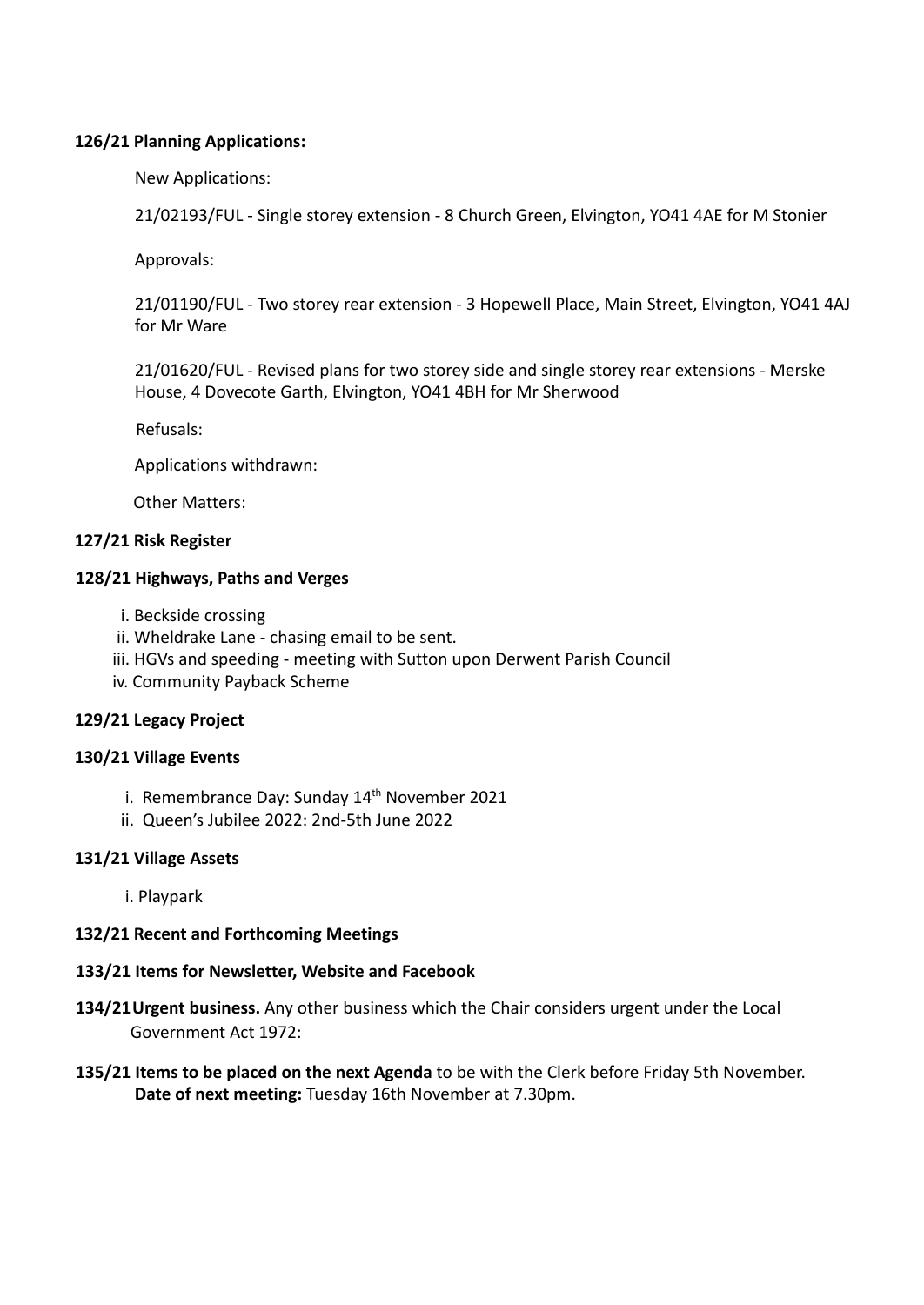**126/21 Planning Applications:**

New Applications:

21/02193/FUL - Single storey extension - 8 Church Green, Elvington, YO41 4AE for M Stonier

Approvals:

21/01190/FUL - Two storey rear extension - 3 Hopewell Place, Main Street, Elvington, YO41 4AJ for Mr Ware

21/01620/FUL - Revised plans for two storey side and single storey rear extensions - Merske House, 4 Dovecote Garth, Elvington, YO41 4BH for Mr Sherwood

Refusals:

Applications withdrawn:

Other Matters:

**127/21 Risk Register**

**128/21 Highways, Paths and Verges**

i. Beckside crossing
ii. Wheldrake Lane - chasing email to be sent.
iii. HGVs and speeding - meeting with Sutton upon Derwent Parish Council
iv. Community Payback Scheme

**129/21 Legacy Project**

**130/21 Village Events**

i. Remembrance Day: Sunday 14th November 2021
ii. Queen's Jubilee 2022: 2nd-5th June 2022

**131/21 Village Assets**

i. Playpark

**132/21 Recent and Forthcoming Meetings**

**133/21 Items for Newsletter, Website and Facebook**

**134/21 Urgent business.** Any other business which the Chair considers urgent under the Local Government Act 1972:

**135/21 Items to be placed on the next Agenda** to be with the Clerk before Friday 5th November.
**Date of next meeting:** Tuesday 16th November at 7.30pm.